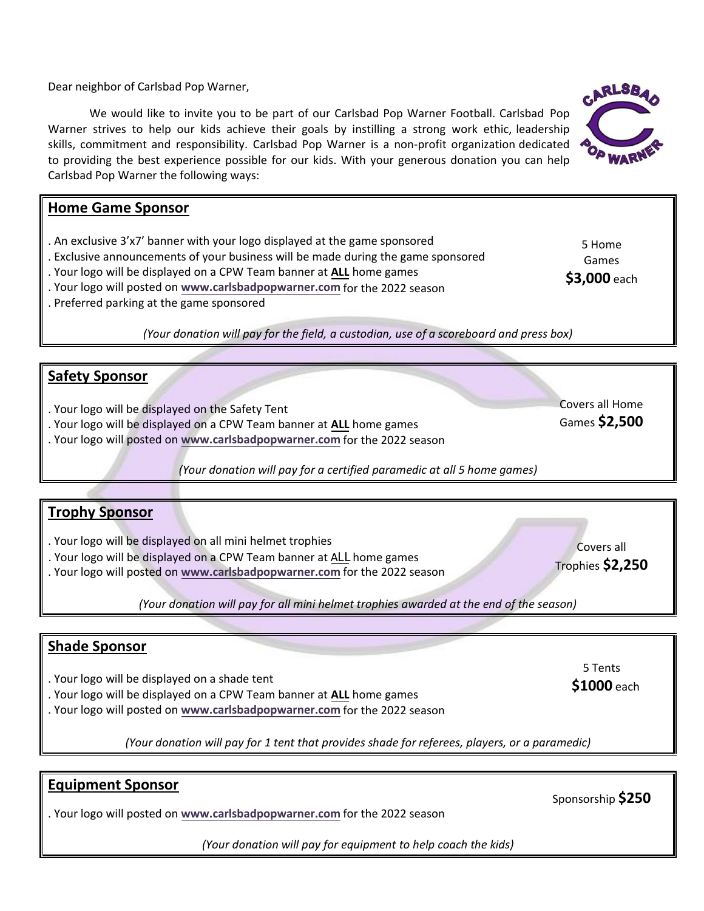Dear neighbor of Carlsbad Pop Warner,

We would like to invite you to be part of our Carlsbad Pop Warner Football. Carlsbad Pop Warner strives to help our kids achieve their goals by instilling a strong work ethic, leadership skills, commitment and responsibility. Carlsbad Pop Warner is a non-profit organization dedicated to providing the best experience possible for our kids. With your generous donation you can help Carlsbad Pop Warner the following ways:

## Home Game Sponsor

5 Home Games **$3,000** each

. An exclusive 3'x7' banner with your logo displayed at the game sponsored
. Exclusive announcements of your business will be made during the game sponsored
. Your logo will be displayed on a CPW Team banner at **ALL** home games
. Your logo will posted on **www.carlsbadpopwarner.com** for the 2022 season
. Preferred parking at the game sponsored

*(Your donation will pay for the field, a custodian, use of a scoreboard and press box)*

## Safety Sponsor

Covers all Home Games **$2,500**

. Your logo will be displayed on the Safety Tent
. Your logo will be displayed on a CPW Team banner at **ALL** home games
. Your logo will posted on **www.carlsbadpopwarner.com** for the 2022 season

*(Your donation will pay for a certified paramedic at all 5 home games)*

## Trophy Sponsor

Covers all Trophies **$2,250**

. Your logo will be displayed on all mini helmet trophies
. Your logo will be displayed on a CPW Team banner at ALL home games
. Your logo will posted on **www.carlsbadpopwarner.com** for the 2022 season

*(Your donation will pay for all mini helmet trophies awarded at the end of the season)*

## Shade Sponsor

5 Tents **$1000** each

. Your logo will be displayed on a shade tent
. Your logo will be displayed on a CPW Team banner at **ALL** home games
. Your logo will posted on **www.carlsbadpopwarner.com** for the 2022 season

*(Your donation will pay for 1 tent that provides shade for referees, players, or a paramedic)*

## Equipment Sponsor

Sponsorship **$250**

. Your logo will posted on **www.carlsbadpopwarner.com** for the 2022 season

*(Your donation will pay for equipment to help coach the kids)*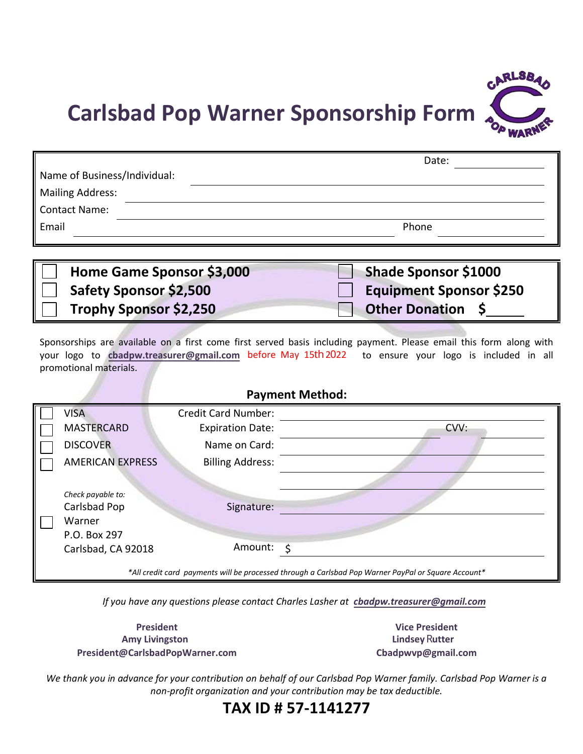# Carlsbad Pop Warner Sponsorship Form

Date: ______________

Name of Business/Individual: ______________

Mailing Address: ______________

Contact Name: ______________

Email ______________ Phone ______________

| | | | |
|---|---|---|---|
| ☐ | **Home Game Sponsor $3,000** | ☐ | **Shade Sponsor $1000** |
| ☐ | **Safety Sponsor $2,500** | ☐ | **Equipment Sponsor $250** |
| ☐ | **Trophy Sponsor $2,250** | ☐ | **Other Donation $______** |

Sponsorships are available on a first come first served basis including payment. Please email this form along with your logo to **cbadpw.treasurer@gmail.com** before May 15th 2022 to ensure your logo is included in all promotional materials.

**Payment Method:**

| | | | |
|---|---|---|---|
| ☐ | VISA | Credit Card Number: | |
| ☐ | MASTERCARD | Expiration Date: | CVV: |
| ☐ | DISCOVER | Name on Card: | |
| ☐ | AMERICAN EXPRESS | Billing Address: | |
| ☐ | *Check payable to:* Carlsbad Pop Warner P.O. Box 297 Carlsbad, CA 92018 | Signature: | |
| | | Amount: | $ |

*\*All credit card payments will be processed through a Carlsbad Pop Warner PayPal or Square Account\**

*If you have any questions please contact Charles Lasher at* ***cbadpw.treasurer@gmail.com***

**President**
**Amy Livingston**
**President@CarlsbadPopWarner.com**

**Vice President**
**Lindsey Rutter**
**Cbadpwvp@gmail.com**

*We thank you in advance for your contribution on behalf of our Carlsbad Pop Warner family. Carlsbad Pop Warner is a non-profit organization and your contribution may be tax deductible.*

## TAX ID # 57-1141277